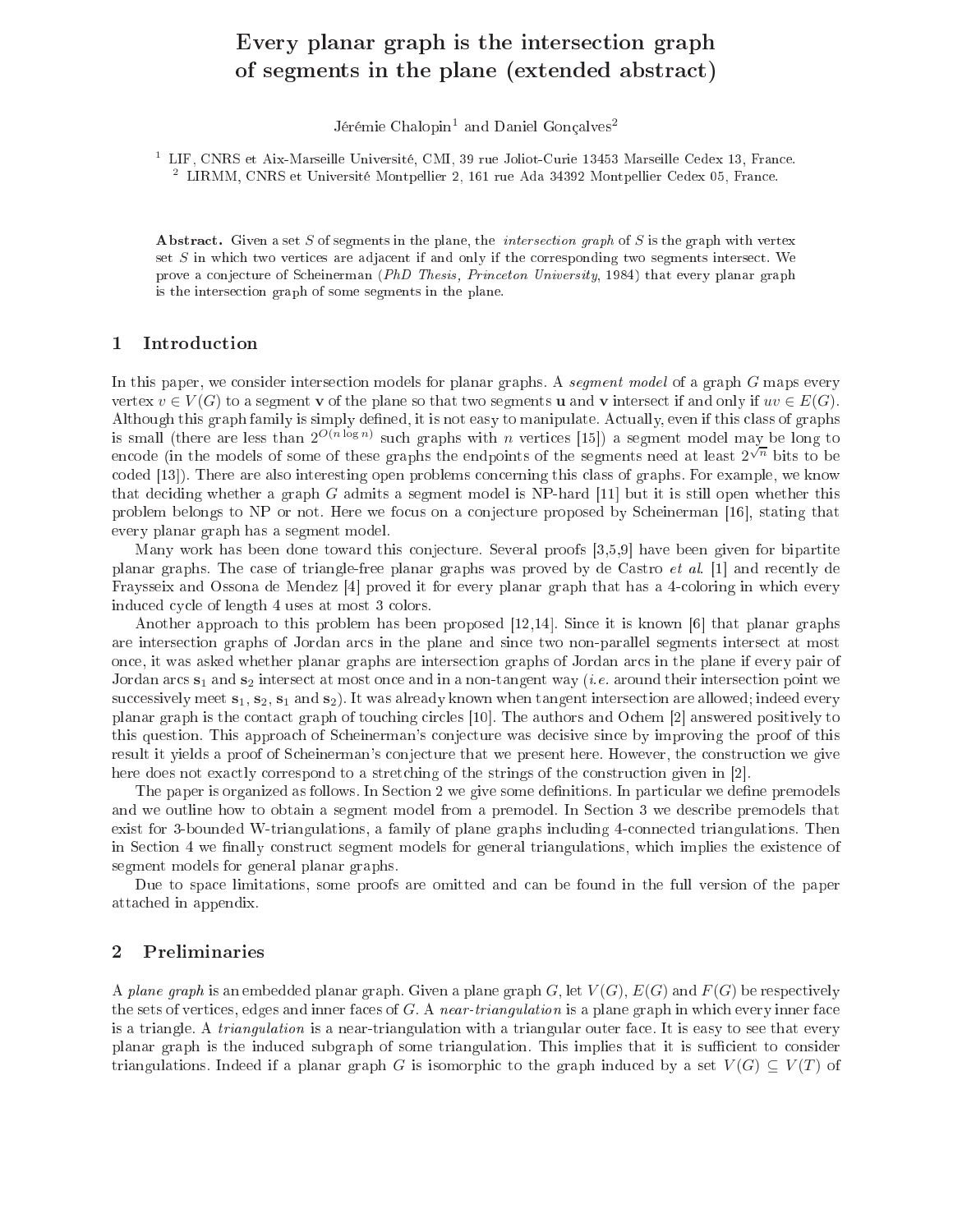# Every planar graph is the intersection graph of segments in the plane (extended abstract)

Jérémie Chalopin[1] and Daniel Gonçalves[2]

[1] LIF, CNRS et Aix-Marseille Université, CMI, 39 rue Joliot-Curie 13453 Marseille Cedex 13, France.
[2] LIRMM, CNRS et Université Montpellier 2, 161 rue Ada 34392 Montpellier Cedex 05, France.

**Abstract.** Given a set $S$ of segments in the plane, the *intersection graph* of $S$ is the graph with vertex set $S$ in which two vertices are adjacent if and only if the corresponding two segments intersect. We prove a conjecture of Scheinerman (*PhD Thesis, Princeton University*, 1984) that every planar graph is the intersection graph of some segments in the plane.

## 1 Introduction

In this paper, we consider intersection models for planar graphs. A *segment model* of a graph $G$ maps every vertex $v \in V(G)$ to a segment $\mathbf{v}$ of the plane so that two segments $\mathbf{u}$ and $\mathbf{v}$ intersect if and only if $uv \in E(G)$. Although this graph family is simply defined, it is not easy to manipulate. Actually, even if this class of graphs is small (there are less than $2^{O(n \log n)}$ such graphs with $n$ vertices [15]) a segment model may be long to encode (in the models of some of these graphs the endpoints of the segments need at least $2^{\sqrt{n}}$ bits to be coded [13]). There are also interesting open problems concerning this class of graphs. For example, we know that deciding whether a graph $G$ admits a segment model is NP-hard [11] but it is still open whether this problem belongs to NP or not. Here we focus on a conjecture proposed by Scheinerman [16], stating that every planar graph has a segment model.

Many work has been done toward this conjecture. Several proofs [3,5,9] have been given for bipartite planar graphs. The case of triangle-free planar graphs was proved by de Castro *et al.* [1] and recently de Fraysseix and Ossona de Mendez [4] proved it for every planar graph that has a 4-coloring in which every induced cycle of length 4 uses at most 3 colors.

Another approach to this problem has been proposed [12,14]. Since it is known [6] that planar graphs are intersection graphs of Jordan arcs in the plane and since two non-parallel segments intersect at most once, it was asked whether planar graphs are intersection graphs of Jordan arcs in the plane if every pair of Jordan arcs $\mathbf{s}_1$ and $\mathbf{s}_2$ intersect at most once and in a non-tangent way (*i.e.* around their intersection point we successively meet $\mathbf{s}_1$, $\mathbf{s}_2$, $\mathbf{s}_1$ and $\mathbf{s}_2$). It was already known when tangent intersection are allowed; indeed every planar graph is the contact graph of touching circles [10]. The authors and Ochem [2] answered positively to this question. This approach of Scheinerman's conjecture was decisive since by improving the proof of this result it yields a proof of Scheinerman's conjecture that we present here. However, the construction we give here does not exactly correspond to a stretching of the strings of the construction given in [2].

The paper is organized as follows. In Section 2 we give some definitions. In particular we define premodels and we outline how to obtain a segment model from a premodel. In Section 3 we describe premodels that exist for 3-bounded W-triangulations, a family of plane graphs including 4-connected triangulations. Then in Section 4 we finally construct segment models for general triangulations, which implies the existence of segment models for general planar graphs.

Due to space limitations, some proofs are omitted and can be found in the full version of the paper attached in appendix.

## 2 Preliminaries

A *plane graph* is an embedded planar graph. Given a plane graph $G$, let $V(G)$, $E(G)$ and $F(G)$ be respectively the sets of vertices, edges and inner faces of $G$. A *near-triangulation* is a plane graph in which every inner face is a triangle. A *triangulation* is a near-triangulation with a triangular outer face. It is easy to see that every planar graph is the induced subgraph of some triangulation. This implies that it is sufficient to consider triangulations. Indeed if a planar graph $G$ is isomorphic to the graph induced by a set $V(G) \subseteq V(T)$ of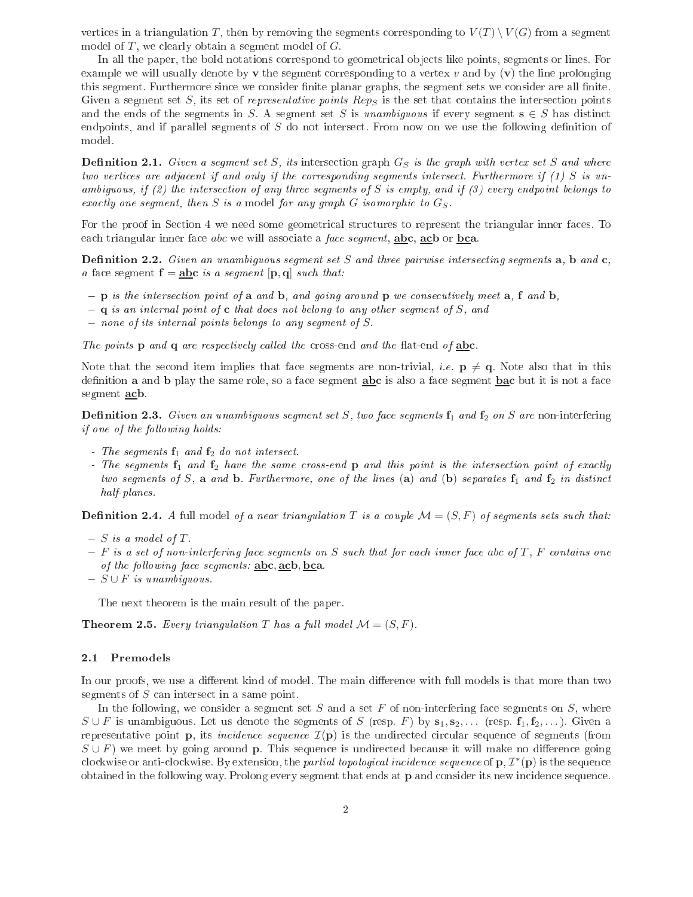vertices in a triangulation $T$, then by removing the segments corresponding to $V(T) \setminus V(G)$ from a segment model of $T$, we clearly obtain a segment model of $G$.

In all the paper, the bold notations correspond to geometrical objects like points, segments or lines. For example we will usually denote by $\mathbf{v}$ the segment corresponding to a vertex $v$ and by $(\mathbf{v})$ the line prolonging this segment. Furthermore since we consider finite planar graphs, the segment sets we consider are all finite. Given a segment set $S$, its set of *representative points* $Rep_S$ is the set that contains the intersection points and the ends of the segments in $S$. A segment set $S$ is *unambiguous* if every segment $\mathbf{s} \in S$ has distinct endpoints, and if parallel segments of $S$ do not intersect. From now on we use the following definition of model.

**Definition 2.1.** *Given a segment set $S$, its* intersection graph *$G_S$ is the graph with vertex set $S$ and where two vertices are adjacent if and only if the corresponding segments intersect. Furthermore if (1) $S$ is unambiguous, if (2) the intersection of any three segments of $S$ is empty, and if (3) every endpoint belongs to exactly one segment, then $S$ is a* model *for any graph $G$ isomorphic to $G_S$.*

For the proof in Section 4 we need some geometrical structures to represent the triangular inner faces. To each triangular inner face $abc$ we will associate a *face segment*, $\underline{\mathbf{ab}}\mathbf{c}$, $\underline{\mathbf{ac}}\mathbf{b}$ or $\underline{\mathbf{bc}}\mathbf{a}$.

**Definition 2.2.** *Given an unambiguous segment set $S$ and three pairwise intersecting segments $\mathbf{a}$, $\mathbf{b}$ and $\mathbf{c}$, a* face segment *$\mathbf{f} = \underline{\mathbf{ab}}\mathbf{c}$ is a segment $[\mathbf{p}, \mathbf{q}]$ such that:*

- *$\mathbf{p}$ is the intersection point of $\mathbf{a}$ and $\mathbf{b}$, and going around $\mathbf{p}$ we consecutively meet $\mathbf{a}$, $\mathbf{f}$ and $\mathbf{b}$,*
- *$\mathbf{q}$ is an internal point of $\mathbf{c}$ that does not belong to any other segment of $S$, and*
- *none of its internal points belongs to any segment of $S$.*

*The points $\mathbf{p}$ and $\mathbf{q}$ are respectively called the* cross-end *and the* flat-end *of $\underline{\mathbf{ab}}\mathbf{c}$.*

Note that the second item implies that face segments are non-trivial, *i.e.* $\mathbf{p} \neq \mathbf{q}$. Note also that in this definition $\mathbf{a}$ and $\mathbf{b}$ play the same role, so a face segment $\underline{\mathbf{ab}}\mathbf{c}$ is also a face segment $\underline{\mathbf{ba}}\mathbf{c}$ but it is not a face segment $\underline{\mathbf{ac}}\mathbf{b}$.

**Definition 2.3.** *Given an unambiguous segment set $S$, two face segments $\mathbf{f}_1$ and $\mathbf{f}_2$ on $S$ are* non-interfering *if one of the following holds:*

- *The segments $\mathbf{f}_1$ and $\mathbf{f}_2$ do not intersect.*
- *The segments $\mathbf{f}_1$ and $\mathbf{f}_2$ have the same cross-end $\mathbf{p}$ and this point is the intersection point of exactly two segments of $S$, $\mathbf{a}$ and $\mathbf{b}$. Furthermore, one of the lines $(\mathbf{a})$ and $(\mathbf{b})$ separates $\mathbf{f}_1$ and $\mathbf{f}_2$ in distinct half-planes.*

**Definition 2.4.** *A* full model *of a near triangulation $T$ is a couple $\mathcal{M} = (S, F)$ of segments sets such that:*

- *$S$ is a model of $T$.*
- *$F$ is a set of non-interfering face segments on $S$ such that for each inner face $abc$ of $T$, $F$ contains one of the following face segments: $\underline{\mathbf{ab}}\mathbf{c}, \underline{\mathbf{ac}}\mathbf{b}, \underline{\mathbf{bc}}\mathbf{a}$.*
- *$S \cup F$ is unambiguous.*

The next theorem is the main result of the paper.

**Theorem 2.5.** *Every triangulation $T$ has a full model $\mathcal{M} = (S, F)$.*

### 2.1 Premodels

In our proofs, we use a different kind of model. The main difference with full models is that more than two segments of $S$ can intersect in a same point.

In the following, we consider a segment set $S$ and a set $F$ of non-interfering face segments on $S$, where $S \cup F$ is unambiguous. Let us denote the segments of $S$ (resp. $F$) by $\mathbf{s}_1, \mathbf{s}_2, \ldots$ (resp. $\mathbf{f}_1, \mathbf{f}_2, \ldots$). Given a representative point $\mathbf{p}$, its *incidence sequence* $\mathcal{I}(\mathbf{p})$ is the undirected circular sequence of segments (from $S \cup F$) we meet by going around $\mathbf{p}$. This sequence is undirected because it will make no difference going clockwise or anti-clockwise. By extension, the *partial topological incidence sequence* of $\mathbf{p}$, $\mathcal{I}^*(\mathbf{p})$ is the sequence obtained in the following way. Prolong every segment that ends at $\mathbf{p}$ and consider its new incidence sequence.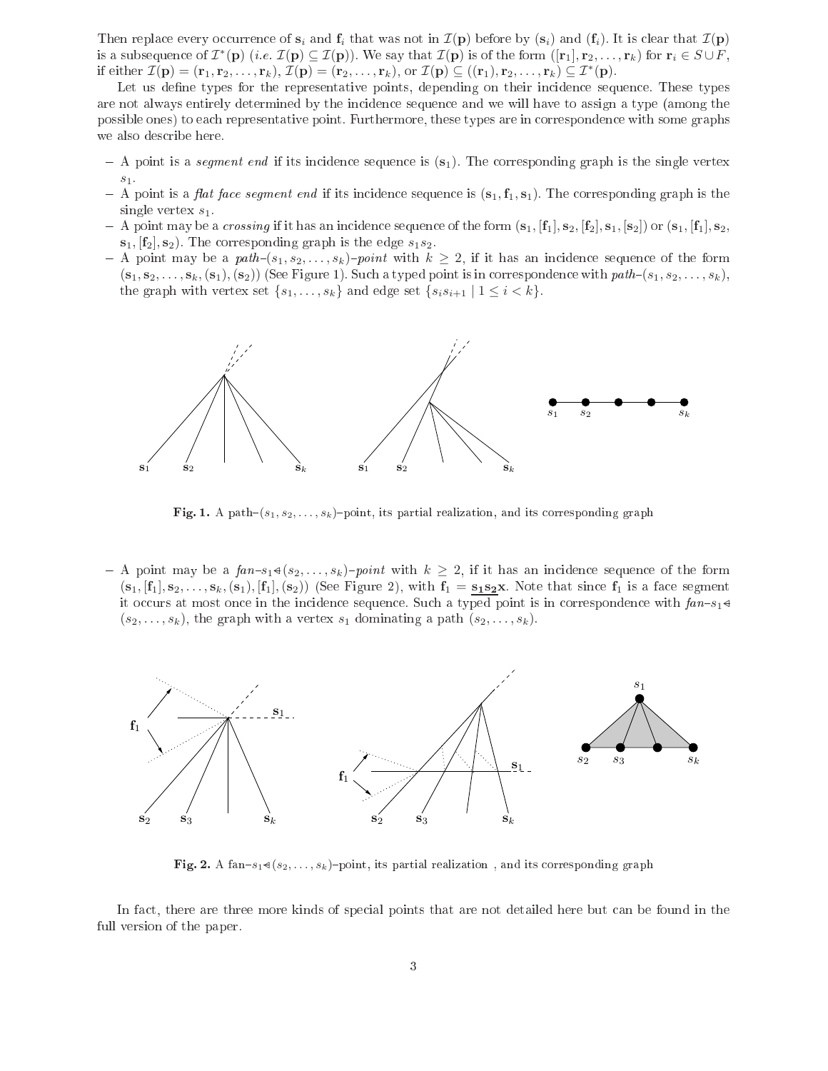Then replace every occurrence of $\mathbf{s}_i$ and $\mathbf{f}_i$ that was not in $\mathcal{I}(\mathbf{p})$ before by $(\mathbf{s}_i)$ and $(\mathbf{f}_i)$. It is clear that $\mathcal{I}(\mathbf{p})$ is a subsequence of $\mathcal{I}^*(\mathbf{p})$ (*i.e.* $\mathcal{I}(\mathbf{p}) \subseteq \mathcal{I}(\mathbf{p})$). We say that $\mathcal{I}(\mathbf{p})$ is of the form $([\mathbf{r}_1], \mathbf{r}_2, \ldots, \mathbf{r}_k)$ for $\mathbf{r}_i \in S \cup F$, if either $\mathcal{I}(\mathbf{p}) = (\mathbf{r}_1, \mathbf{r}_2, \ldots, \mathbf{r}_k)$, $\mathcal{I}(\mathbf{p}) = (\mathbf{r}_2, \ldots, \mathbf{r}_k)$, or $\mathcal{I}(\mathbf{p}) \subseteq ((\mathbf{r}_1), \mathbf{r}_2, \ldots, \mathbf{r}_k) \subseteq \mathcal{I}^*(\mathbf{p})$.

Let us define types for the representative points, depending on their incidence sequence. These types are not always entirely determined by the incidence sequence and we will have to assign a type (among the possible ones) to each representative point. Furthermore, these types are in correspondence with some graphs we also describe here.

- A point is a *segment end* if its incidence sequence is $(\mathbf{s}_1)$. The corresponding graph is the single vertex $s_1$.
- A point is a *flat face segment end* if its incidence sequence is $(\mathbf{s}_1, \mathbf{f}_1, \mathbf{s}_1)$. The corresponding graph is the single vertex $s_1$.
- A point may be a *crossing* if it has an incidence sequence of the form $(\mathbf{s}_1, [\mathbf{f}_1], \mathbf{s}_2, [\mathbf{f}_2], \mathbf{s}_1, [\mathbf{s}_2])$ or $(\mathbf{s}_1, [\mathbf{f}_1], \mathbf{s}_2, \mathbf{s}_1, [\mathbf{f}_2], \mathbf{s}_2)$. The corresponding graph is the edge $s_1s_2$.
- A point may be a *path*–$(s_1, s_2, \ldots, s_k)$*–point* with $k \geq 2$, if it has an incidence sequence of the form $(\mathbf{s}_1, \mathbf{s}_2, \ldots, \mathbf{s}_k, (\mathbf{s}_1), (\mathbf{s}_2))$ (See Figure 1). Such a typed point is in correspondence with *path*–$(s_1, s_2, \ldots, s_k)$, the graph with vertex set $\{s_1, \ldots, s_k\}$ and edge set $\{s_i s_{i+1} \mid 1 \leq i < k\}$.

**Fig. 1.** A path–$(s_1, s_2, \ldots, s_k)$–point, its partial realization, and its corresponding graph

- A point may be a *fan*–$s_1 \lhd (s_2, \ldots, s_k)$*–point* with $k \geq 2$, if it has an incidence sequence of the form $(\mathbf{s}_1, [\mathbf{f}_1], \mathbf{s}_2, \ldots, \mathbf{s}_k, (\mathbf{s}_1), [\mathbf{f}_1], (\mathbf{s}_2))$ (See Figure 2), with $\mathbf{f}_1 = \underline{\mathbf{s_1 s_2}}\mathbf{x}$. Note that since $\mathbf{f}_1$ is a face segment it occurs at most once in the incidence sequence. Such a typed point is in correspondence with *fan*–$s_1 \lhd (s_2, \ldots, s_k)$, the graph with a vertex $s_1$ dominating a path $(s_2, \ldots, s_k)$.

**Fig. 2.** A fan–$s_1 \lhd (s_2, \ldots, s_k)$–point, its partial realization , and its corresponding graph

In fact, there are three more kinds of special points that are not detailed here but can be found in the full version of the paper.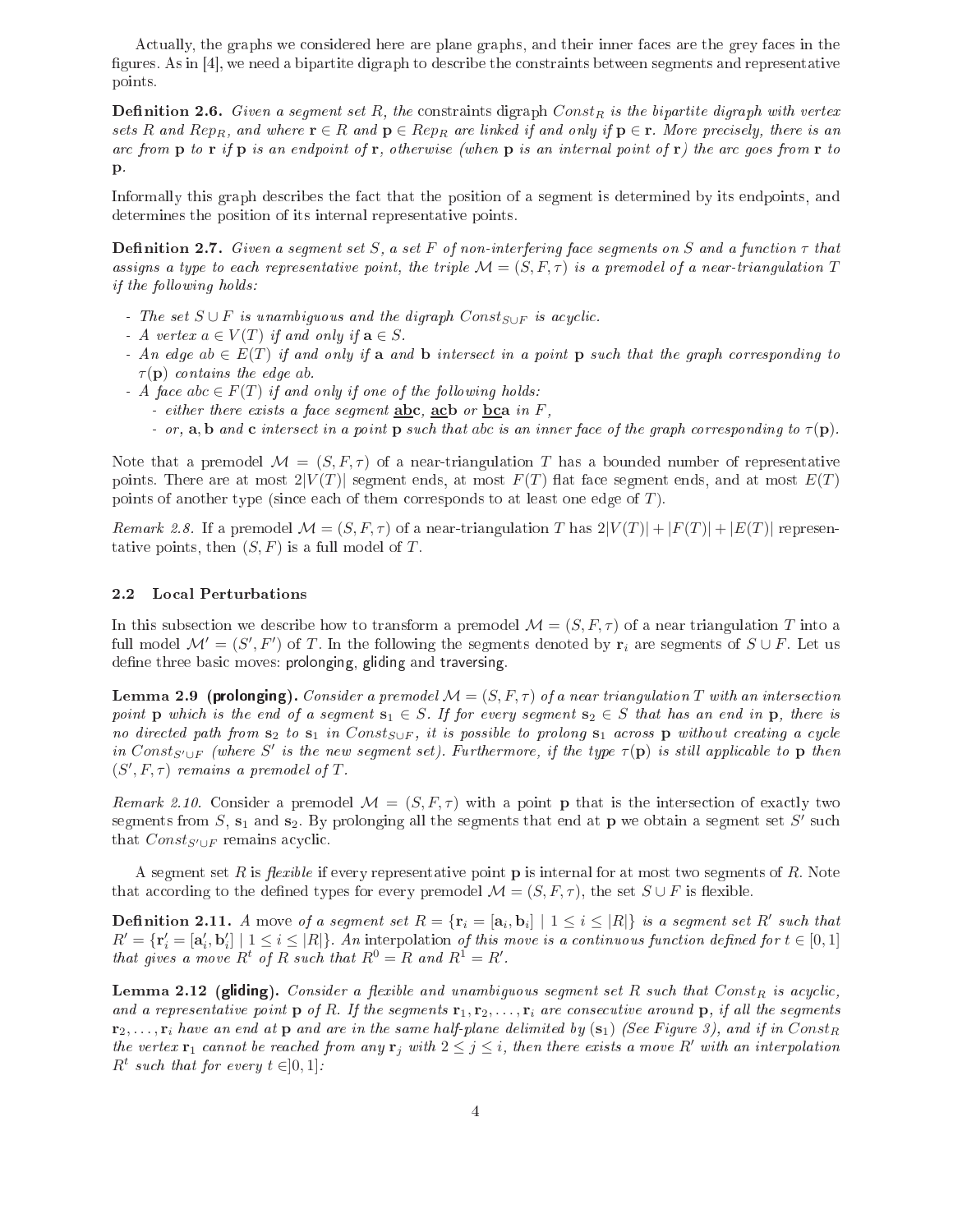Actually, the graphs we considered here are plane graphs, and their inner faces are the grey faces in the figures. As in [4], we need a bipartite digraph to describe the constraints between segments and representative points.

**Definition 2.6.** *Given a segment set $R$, the* constraints digraph $Const_R$ *is the bipartite digraph with vertex sets $R$ and $Rep_R$, and where $\mathbf{r} \in R$ and $\mathbf{p} \in Rep_R$ are linked if and only if $\mathbf{p} \in \mathbf{r}$. More precisely, there is an arc from $\mathbf{p}$ to $\mathbf{r}$ if $\mathbf{p}$ is an endpoint of $\mathbf{r}$, otherwise (when $\mathbf{p}$ is an internal point of $\mathbf{r}$) the arc goes from $\mathbf{r}$ to $\mathbf{p}$.*

Informally this graph describes the fact that the position of a segment is determined by its endpoints, and determines the position of its internal representative points.

**Definition 2.7.** *Given a segment set $S$, a set $F$ of non-interfering face segments on $S$ and a function $\tau$ that assigns a type to each representative point, the triple $\mathcal{M} = (S, F, \tau)$ is a premodel of a near-triangulation $T$ if the following holds:*

- *The set $S \cup F$ is unambiguous and the digraph $Const_{S \cup F}$ is acyclic.*
- *A vertex $a \in V(T)$ if and only if $\mathbf{a} \in S$.*
- *An edge $ab \in E(T)$ if and only if $\mathbf{a}$ and $\mathbf{b}$ intersect in a point $\mathbf{p}$ such that the graph corresponding to $\tau(\mathbf{p})$ contains the edge $ab$.*
- *A face $abc \in F(T)$ if and only if one of the following holds:*
  - *either there exists a face segment $\underline{\mathbf{ab}}\mathbf{c}$, $\underline{\mathbf{ac}}\mathbf{b}$ or $\underline{\mathbf{bc}}\mathbf{a}$ in $F$,*
  - *or, $\mathbf{a}, \mathbf{b}$ and $\mathbf{c}$ intersect in a point $\mathbf{p}$ such that $abc$ is an inner face of the graph corresponding to $\tau(\mathbf{p})$.*

Note that a premodel $\mathcal{M} = (S, F, \tau)$ of a near-triangulation $T$ has a bounded number of representative points. There are at most $2|V(T)|$ segment ends, at most $F(T)$ flat face segment ends, and at most $E(T)$ points of another type (since each of them corresponds to at least one edge of $T$).

*Remark 2.8.* If a premodel $\mathcal{M} = (S, F, \tau)$ of a near-triangulation $T$ has $2|V(T)| + |F(T)| + |E(T)|$ representative points, then $(S, F)$ is a full model of $T$.

### 2.2 Local Perturbations

In this subsection we describe how to transform a premodel $\mathcal{M} = (S, F, \tau)$ of a near triangulation $T$ into a full model $\mathcal{M}' = (S', F')$ of $T$. In the following the segments denoted by $\mathbf{r}_i$ are segments of $S \cup F$. Let us define three basic moves: prolonging, gliding and traversing.

**Lemma 2.9 (prolonging).** *Consider a premodel $\mathcal{M} = (S, F, \tau)$ of a near triangulation $T$ with an intersection point $\mathbf{p}$ which is the end of a segment $\mathbf{s}_1 \in S$. If for every segment $\mathbf{s}_2 \in S$ that has an end in $\mathbf{p}$, there is no directed path from $\mathbf{s}_2$ to $\mathbf{s}_1$ in $Const_{S \cup F}$, it is possible to prolong $\mathbf{s}_1$ across $\mathbf{p}$ without creating a cycle in $Const_{S' \cup F}$ (where $S'$ is the new segment set). Furthermore, if the type $\tau(\mathbf{p})$ is still applicable to $\mathbf{p}$ then $(S', F, \tau)$ remains a premodel of $T$.*

*Remark 2.10.* Consider a premodel $\mathcal{M} = (S, F, \tau)$ with a point $\mathbf{p}$ that is the intersection of exactly two segments from $S$, $\mathbf{s}_1$ and $\mathbf{s}_2$. By prolonging all the segments that end at $\mathbf{p}$ we obtain a segment set $S'$ such that $Const_{S' \cup F}$ remains acyclic.

A segment set $R$ is *flexible* if every representative point $\mathbf{p}$ is internal for at most two segments of $R$. Note that according to the defined types for every premodel $\mathcal{M} = (S, F, \tau)$, the set $S \cup F$ is flexible.

**Definition 2.11.** *A* move *of a segment set $R = \{\mathbf{r}_i = [\mathbf{a}_i, \mathbf{b}_i] \mid 1 \leq i \leq |R|\}$ is a segment set $R'$ such that $R' = \{\mathbf{r}'_i = [\mathbf{a}'_i, \mathbf{b}'_i] \mid 1 \leq i \leq |R|\}$. An* interpolation *of this move is a continuous function defined for $t \in [0, 1]$ that gives a move $R^t$ of $R$ such that $R^0 = R$ and $R^1 = R'$.*

**Lemma 2.12 (gliding).** *Consider a flexible and unambiguous segment set $R$ such that $Const_R$ is acyclic, and a representative point $\mathbf{p}$ of $R$. If the segments $\mathbf{r}_1, \mathbf{r}_2, \ldots, \mathbf{r}_i$ are consecutive around $\mathbf{p}$, if all the segments $\mathbf{r}_2, \ldots, \mathbf{r}_i$ have an end at $\mathbf{p}$ and are in the same half-plane delimited by $(\mathbf{s}_1)$ (See Figure 3), and if in $Const_R$ the vertex $\mathbf{r}_1$ cannot be reached from any $\mathbf{r}_j$ with $2 \leq j \leq i$, then there exists a move $R'$ with an interpolation $R^t$ such that for every $t \in ]0, 1]$:*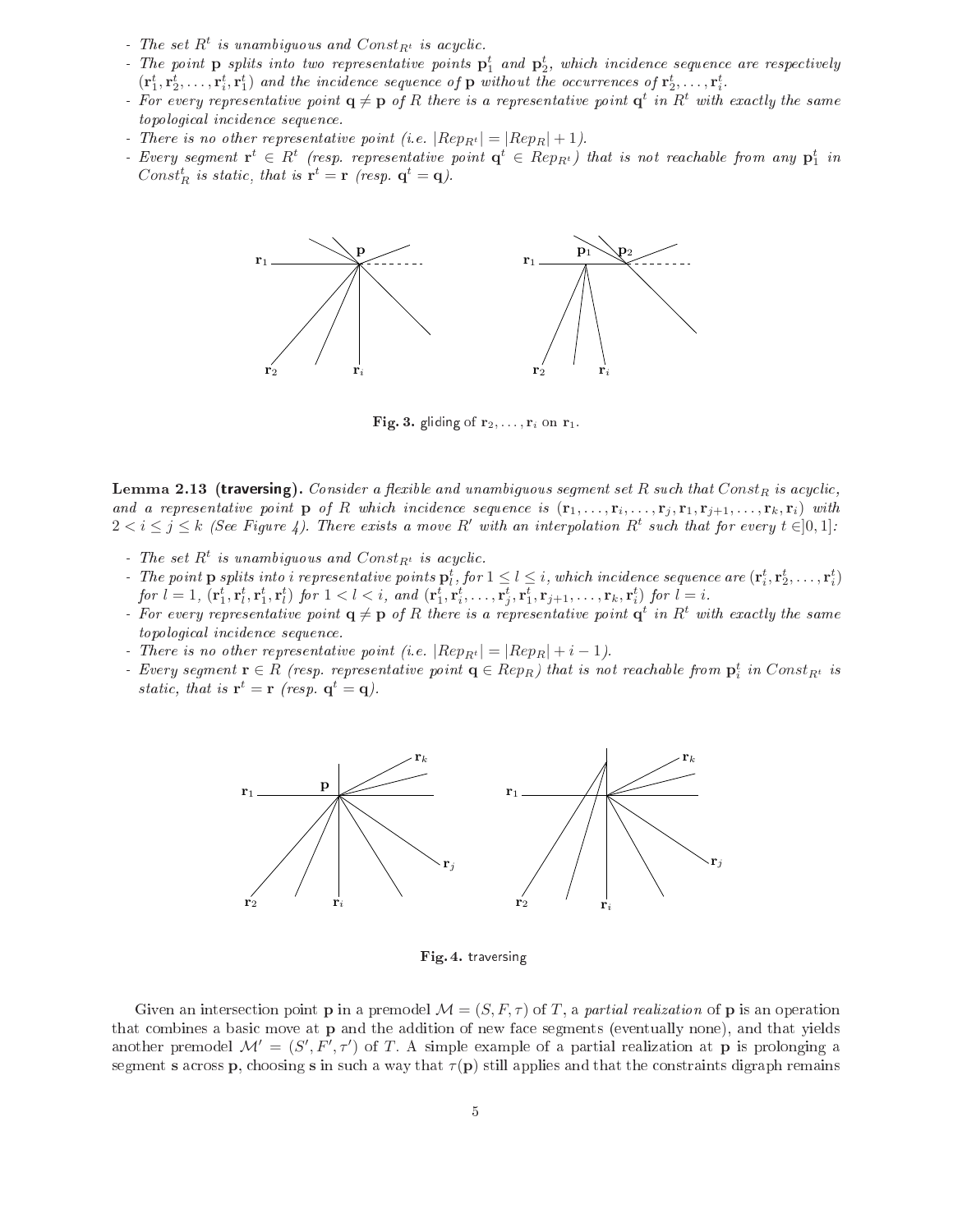- *The set $R^t$ is unambiguous and $Const_{R^t}$ is acyclic.*
- *The point $\mathbf{p}$ splits into two representative points $\mathbf{p}_1^t$ and $\mathbf{p}_2^t$, which incidence sequence are respectively $(\mathbf{r}_1^t, \mathbf{r}_2^t, \ldots, \mathbf{r}_i^t, \mathbf{r}_1^t)$ and the incidence sequence of $\mathbf{p}$ without the occurrences of $\mathbf{r}_2^t, \ldots, \mathbf{r}_i^t$.*
- *For every representative point $\mathbf{q} \neq \mathbf{p}$ of $R$ there is a representative point $\mathbf{q}^t$ in $R^t$ with exactly the same topological incidence sequence.*
- *There is no other representative point (i.e. $|Rep_{R^t}| = |Rep_R| + 1$).*
- *Every segment $\mathbf{r}^t \in R^t$ (resp. representative point $\mathbf{q}^t \in Rep_{R^t}$) that is not reachable from any $\mathbf{p}_1^t$ in $Const_R^t$ is static, that is $\mathbf{r}^t = \mathbf{r}$ (resp. $\mathbf{q}^t = \mathbf{q}$).*

**Fig. 3.** gliding of $\mathbf{r}_2, \ldots, \mathbf{r}_i$ on $\mathbf{r}_1$.

**Lemma 2.13 (traversing).** *Consider a flexible and unambiguous segment set $R$ such that $Const_R$ is acyclic, and a representative point $\mathbf{p}$ of $R$ which incidence sequence is $(\mathbf{r}_1, \ldots, \mathbf{r}_i, \ldots, \mathbf{r}_j, \mathbf{r}_1, \mathbf{r}_{j+1}, \ldots, \mathbf{r}_k, \mathbf{r}_i)$ with $2 < i \leq j \leq k$ (See Figure 4). There exists a move $R'$ with an interpolation $R^t$ such that for every $t \in ]0, 1]$:*

- *The set $R^t$ is unambiguous and $Const_{R^t}$ is acyclic.*
- *The point $\mathbf{p}$ splits into $i$ representative points $\mathbf{p}_l^t$, for $1 \leq l \leq i$, which incidence sequence are $(\mathbf{r}_i^t, \mathbf{r}_2^t, \ldots, \mathbf{r}_i^t)$ for $l = 1$, $(\mathbf{r}_1^t, \mathbf{r}_l^t, \mathbf{r}_1^t, \mathbf{r}_l^t)$ for $1 < l < i$, and $(\mathbf{r}_1^t, \mathbf{r}_i^t, \ldots, \mathbf{r}_j^t, \mathbf{r}_1^t, \mathbf{r}_{j+1}, \ldots, \mathbf{r}_k, \mathbf{r}_i^t)$ for $l = i$.*
- *For every representative point $\mathbf{q} \neq \mathbf{p}$ of $R$ there is a representative point $\mathbf{q}^t$ in $R^t$ with exactly the same topological incidence sequence.*
- *There is no other representative point (i.e. $|Rep_{R^t}| = |Rep_R| + i - 1$).*
- *Every segment $\mathbf{r} \in R$ (resp. representative point $\mathbf{q} \in Rep_R$) that is not reachable from $\mathbf{p}_i^t$ in $Const_{R^t}$ is static, that is $\mathbf{r}^t = \mathbf{r}$ (resp. $\mathbf{q}^t = \mathbf{q}$).*

**Fig. 4.** traversing

Given an intersection point $\mathbf{p}$ in a premodel $\mathcal{M} = (S, F, \tau)$ of $T$, a *partial realization* of $\mathbf{p}$ is an operation that combines a basic move at $\mathbf{p}$ and the addition of new face segments (eventually none), and that yields another premodel $\mathcal{M}' = (S', F', \tau')$ of $T$. A simple example of a partial realization at $\mathbf{p}$ is prolonging a segment $\mathbf{s}$ across $\mathbf{p}$, choosing $\mathbf{s}$ in such a way that $\tau(\mathbf{p})$ still applies and that the constraints digraph remains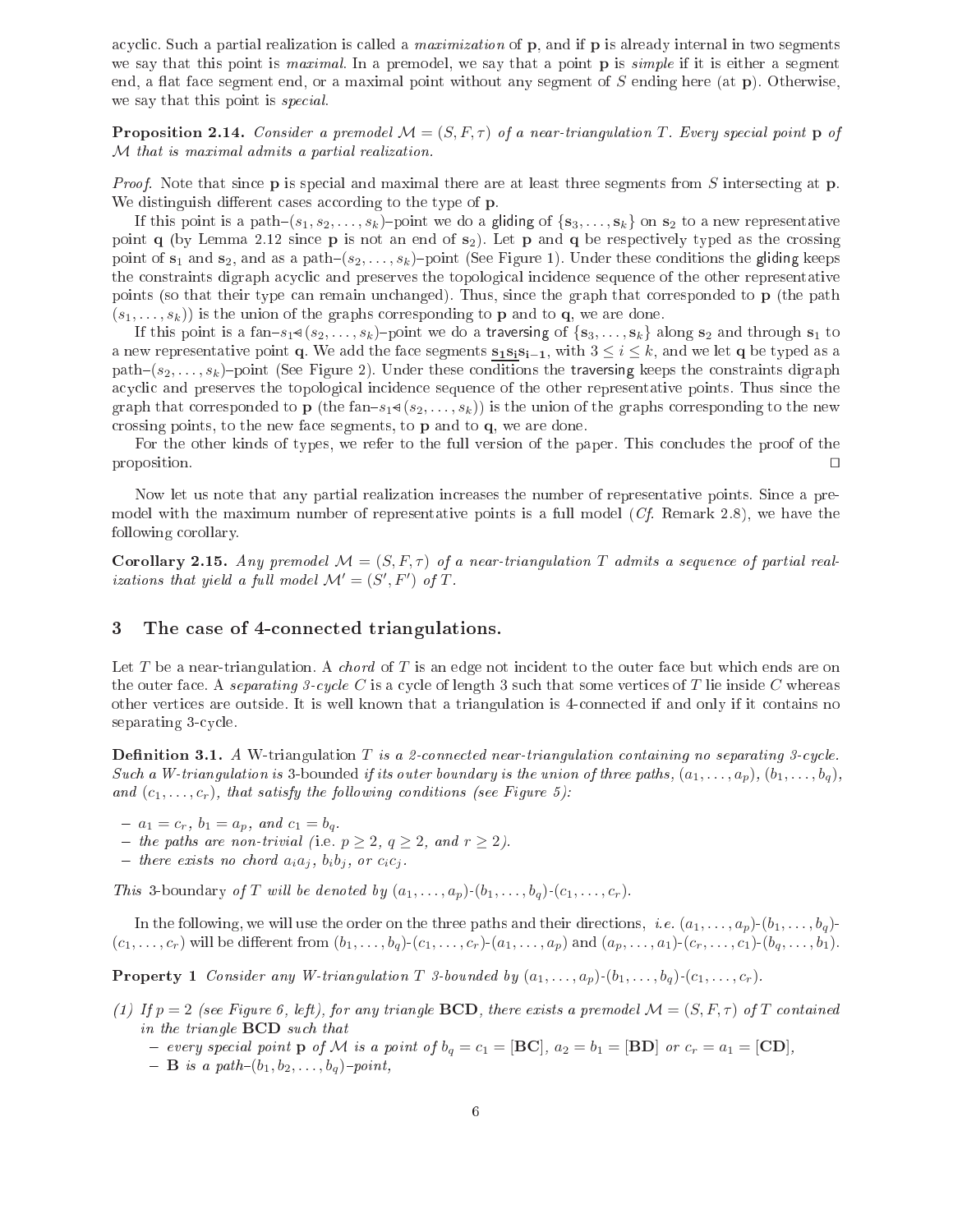acyclic. Such a partial realization is called a *maximization* of $\mathbf{p}$, and if $\mathbf{p}$ is already internal in two segments we say that this point is *maximal*. In a premodel, we say that a point $\mathbf{p}$ is *simple* if it is either a segment end, a flat face segment end, or a maximal point without any segment of $S$ ending here (at $\mathbf{p}$). Otherwise, we say that this point is *special*.

**Proposition 2.14.** *Consider a premodel $\mathcal{M} = (S, F, \tau)$ of a near-triangulation $T$. Every special point $\mathbf{p}$ of $\mathcal{M}$ that is maximal admits a partial realization.*

*Proof.* Note that since $\mathbf{p}$ is special and maximal there are at least three segments from $S$ intersecting at $\mathbf{p}$. We distinguish different cases according to the type of $\mathbf{p}$.

If this point is a path–$(s_1, s_2, \ldots, s_k)$–point we do a gliding of $\{\mathbf{s}_3, \ldots, \mathbf{s}_k\}$ on $\mathbf{s}_2$ to a new representative point $\mathbf{q}$ (by Lemma 2.12 since $\mathbf{p}$ is not an end of $\mathbf{s}_2$). Let $\mathbf{p}$ and $\mathbf{q}$ be respectively typed as the crossing point of $\mathbf{s}_1$ and $\mathbf{s}_2$, and as a path–$(s_2, \ldots, s_k)$–point (See Figure 1). Under these conditions the gliding keeps the constraints digraph acyclic and preserves the topological incidence sequence of the other representative points (so that their type can remain unchanged). Thus, since the graph that corresponded to $\mathbf{p}$ (the path $(s_1, \ldots, s_k)$) is the union of the graphs corresponding to $\mathbf{p}$ and to $\mathbf{q}$, we are done.

If this point is a fan–$s_1 \triangleleft (s_2, \ldots, s_k)$–point we do a traversing of $\{\mathbf{s}_3, \ldots, \mathbf{s}_k\}$ along $\mathbf{s}_2$ and through $\mathbf{s}_1$ to a new representative point $\mathbf{q}$. We add the face segments $\underline{\mathbf{s_1 s_i s_{i-1}}}$, with $3 \leq i \leq k$, and we let $\mathbf{q}$ be typed as a path–$(s_2, \ldots, s_k)$–point (See Figure 2). Under these conditions the traversing keeps the constraints digraph acyclic and preserves the topological incidence sequence of the other representative points. Thus since the graph that corresponded to $\mathbf{p}$ (the fan–$s_1 \triangleleft (s_2, \ldots, s_k)$) is the union of the graphs corresponding to the new crossing points, to the new face segments, to $\mathbf{p}$ and to $\mathbf{q}$, we are done.

For the other kinds of types, we refer to the full version of the paper. This concludes the proof of the proposition. □

Now let us note that any partial realization increases the number of representative points. Since a premodel with the maximum number of representative points is a full model (*Cf.* Remark 2.8), we have the following corollary.

**Corollary 2.15.** *Any premodel $\mathcal{M} = (S, F, \tau)$ of a near-triangulation $T$ admits a sequence of partial realizations that yield a full model $\mathcal{M}' = (S', F')$ of $T$.*

## 3 The case of 4-connected triangulations.

Let $T$ be a near-triangulation. A *chord* of $T$ is an edge not incident to the outer face but which ends are on the outer face. A *separating 3-cycle* $C$ is a cycle of length 3 such that some vertices of $T$ lie inside $C$ whereas other vertices are outside. It is well known that a triangulation is 4-connected if and only if it contains no separating 3-cycle.

**Definition 3.1.** *A* W-triangulation *$T$ is a 2-connected near-triangulation containing no separating 3-cycle. Such a W-triangulation is* 3-bounded *if its outer boundary is the union of three paths, $(a_1, \ldots, a_p)$, $(b_1, \ldots, b_q)$, and $(c_1, \ldots, c_r)$, that satisfy the following conditions (see Figure 5):*

- *$a_1 = c_r$, $b_1 = a_p$, and $c_1 = b_q$.*
- *the paths are non-trivial (*i.e. *$p \geq 2$, $q \geq 2$, and $r \geq 2$).*
- *there exists no chord $a_i a_j$, $b_i b_j$, or $c_i c_j$.*

*This* 3-boundary *of $T$ will be denoted by $(a_1, \ldots, a_p)$-$(b_1, \ldots, b_q)$-$(c_1, \ldots, c_r)$.*

In the following, we will use the order on the three paths and their directions, *i.e.* $(a_1, \ldots, a_p)$-$(b_1, \ldots, b_q)$-$(c_1, \ldots, c_r)$ will be different from $(b_1, \ldots, b_q)$-$(c_1, \ldots, c_r)$-$(a_1, \ldots, a_p)$ and $(a_p, \ldots, a_1)$-$(c_r, \ldots, c_1)$-$(b_q, \ldots, b_1)$.

**Property 1** *Consider any W-triangulation $T$ 3-bounded by $(a_1, \ldots, a_p)$-$(b_1, \ldots, b_q)$-$(c_1, \ldots, c_r)$.*

*(1) If $p = 2$ (see Figure 6, left), for any triangle $\mathbf{BCD}$, there exists a premodel $\mathcal{M} = (S, F, \tau)$ of $T$ contained in the triangle $\mathbf{BCD}$ such that*
   - *every special point $\mathbf{p}$ of $\mathcal{M}$ is a point of $b_q = c_1 = [\mathbf{BC}]$, $a_2 = b_1 = [\mathbf{BD}]$ or $c_r = a_1 = [\mathbf{CD}]$,*
   - *$\mathbf{B}$ is a path-$(b_1, b_2, \ldots, b_q)$-point,*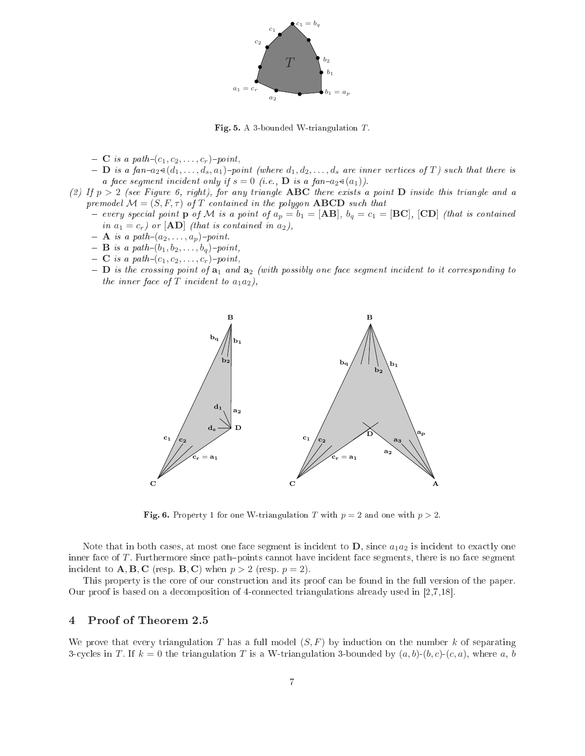**Fig. 5.** A 3-bounded W-triangulation $T$.

- $\mathbf{C}$ *is a path–*$(c_1, c_2, \ldots, c_r)$*–point,*
- $\mathbf{D}$ *is a fan–*$a_2 \triangleleft (d_1, \ldots, d_s, a_1)$*–point (where* $d_1, d_2, \ldots, d_s$ *are inner vertices of* $T$*) such that there is a face segment incident only if* $s = 0$ *(i.e.,* $\mathbf{D}$ *is a fan–*$a_2 \triangleleft (a_1)$*).*

(2) *If* $p > 2$ *(see Figure 6, right), for any triangle* $\mathbf{ABC}$ *there exists a point* $\mathbf{D}$ *inside this triangle and a premodel* $\mathcal{M} = (S, F, \tau)$ *of* $T$ *contained in the polygon* $\mathbf{ABCD}$ *such that*

- *every special point* $\mathbf{p}$ *of* $\mathcal{M}$ *is a point of* $a_p = b_1 = [\mathbf{AB}]$*,* $b_q = c_1 = [\mathbf{BC}]$*,* $[\mathbf{CD}]$ *(that is contained in* $a_1 = c_r$*) or* $[\mathbf{AD}]$ *(that is contained in* $a_2$*),*
- $\mathbf{A}$ *is a path–*$(a_2, \ldots, a_p)$*–point.*
- $\mathbf{B}$ *is a path–*$(b_1, b_2, \ldots, b_q)$*–point,*
- $\mathbf{C}$ *is a path–*$(c_1, c_2, \ldots, c_r)$*–point,*
- $\mathbf{D}$ *is the crossing point of* $\mathbf{a}_1$ *and* $\mathbf{a}_2$ *(with possibly one face segment incident to it corresponding to the inner face of* $T$ *incident to* $a_1a_2$*),*

**Fig. 6.** Property 1 for one W-triangulation $T$ with $p = 2$ and one with $p > 2$.

Note that in both cases, at most one face segment is incident to $\mathbf{D}$, since $a_1a_2$ is incident to exactly one inner face of $T$. Furthermore since path–points cannot have incident face segments, there is no face segment incident to $\mathbf{A}, \mathbf{B}, \mathbf{C}$ (resp. $\mathbf{B}, \mathbf{C}$) when $p > 2$ (resp. $p = 2$).

This property is the core of our construction and its proof can be found in the full version of the paper. Our proof is based on a decomposition of 4-connected triangulations already used in [2,7,18].

## 4 Proof of Theorem 2.5

We prove that every triangulation $T$ has a full model $(S, F)$ by induction on the number $k$ of separating 3-cycles in $T$. If $k = 0$ the triangulation $T$ is a W-triangulation 3-bounded by $(a, b)$-$(b, c)$-$(c, a)$, where $a$, $b$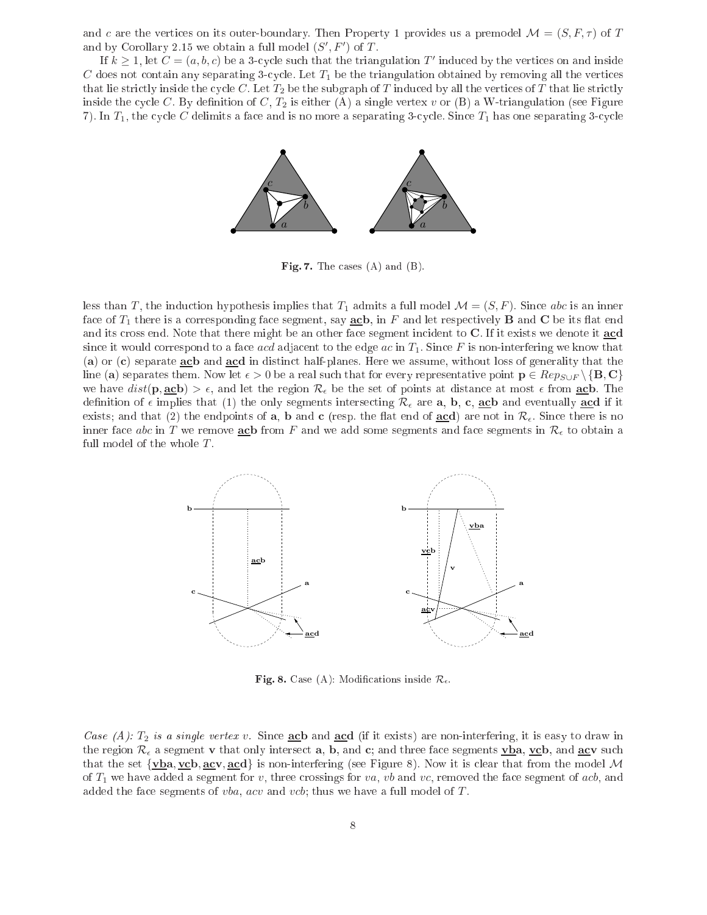and $c$ are the vertices on its outer-boundary. Then Property 1 provides us a premodel $\mathcal{M} = (S, F, \tau)$ of $T$ and by Corollary 2.15 we obtain a full model $(S', F')$ of $T$.

If $k \geq 1$, let $C = (a, b, c)$ be a 3-cycle such that the triangulation $T'$ induced by the vertices on and inside $C$ does not contain any separating 3-cycle. Let $T_1$ be the triangulation obtained by removing all the vertices that lie strictly inside the cycle $C$. Let $T_2$ be the subgraph of $T$ induced by all the vertices of $T$ that lie strictly inside the cycle $C$. By definition of $C$, $T_2$ is either (A) a single vertex $v$ or (B) a W-triangulation (see Figure 7). In $T_1$, the cycle $C$ delimits a face and is no more a separating 3-cycle. Since $T_1$ has one separating 3-cycle less than $T$, the induction hypothesis implies that $T_1$ admits a full model $\mathcal{M} = (S, F)$. Since $abc$ is an inner face of $T_1$ there is a corresponding face segment, say $\underline{\mathbf{ac}}\mathbf{b}$, in $F$ and let respectively $\mathbf{B}$ and $\mathbf{C}$ be its flat end and its cross end. Note that there might be an other face segment incident to $\mathbf{C}$. If it exists we denote it $\underline{\mathbf{ac}}\mathbf{d}$ since it would correspond to a face $acd$ adjacent to the edge $ac$ in $T_1$. Since $F$ is non-interfering we know that ($\mathbf{a}$) or ($\mathbf{c}$) separate $\underline{\mathbf{ac}}\mathbf{b}$ and $\underline{\mathbf{ac}}\mathbf{d}$ in distinct half-planes. Here we assume, without loss of generality that the line ($\mathbf{a}$) separates them. Now let $\epsilon > 0$ be a real such that for every representative point $\mathbf{p} \in Rep_{S \cup F} \setminus \{\mathbf{B}, \mathbf{C}\}$ we have $dist(\mathbf{p}, \underline{\mathbf{ac}}\mathbf{b}) > \epsilon$, and let the region $\mathcal{R}_\epsilon$ be the set of points at distance at most $\epsilon$ from $\underline{\mathbf{ac}}\mathbf{b}$. The definition of $\epsilon$ implies that (1) the only segments intersecting $\mathcal{R}_\epsilon$ are $\mathbf{a}$, $\mathbf{b}$, $\mathbf{c}$, $\underline{\mathbf{ac}}\mathbf{b}$ and eventually $\underline{\mathbf{ac}}\mathbf{d}$ if it exists; and that (2) the endpoints of $\mathbf{a}$, $\mathbf{b}$ and $\mathbf{c}$ (resp. the flat end of $\underline{\mathbf{ac}}\mathbf{d}$) are not in $\mathcal{R}_\epsilon$. Since there is no inner face $abc$ in $T$ we remove $\underline{\mathbf{ac}}\mathbf{b}$ from $F$ and we add some segments and face segments in $\mathcal{R}_\epsilon$ to obtain a full model of the whole $T$.

**Fig. 7.** The cases (A) and (B).

**Fig. 8.** Case (A): Modifications inside $\mathcal{R}_\epsilon$.

*Case (A): $T_2$ is a single vertex $v$.* Since $\underline{\mathbf{ac}}\mathbf{b}$ and $\underline{\mathbf{ac}}\mathbf{d}$ (if it exists) are non-interfering, it is easy to draw in the region $\mathcal{R}_\epsilon$ a segment $\mathbf{v}$ that only intersect $\mathbf{a}$, $\mathbf{b}$, and $\mathbf{c}$; and three face segments $\underline{\mathbf{vb}}\mathbf{a}$, $\underline{\mathbf{vc}}\mathbf{b}$, and $\underline{\mathbf{ac}}\mathbf{v}$ such that the set $\{\underline{\mathbf{vb}}\mathbf{a}, \underline{\mathbf{vc}}\mathbf{b}, \underline{\mathbf{ac}}\mathbf{v}, \underline{\mathbf{ac}}\mathbf{d}\}$ is non-interfering (see Figure 8). Now it is clear that from the model $\mathcal{M}$ of $T_1$ we have added a segment for $v$, three crossings for $va$, $vb$ and $vc$, removed the face segment of $acb$, and added the face segments of $vba$, $acv$ and $vcb$; thus we have a full model of $T$.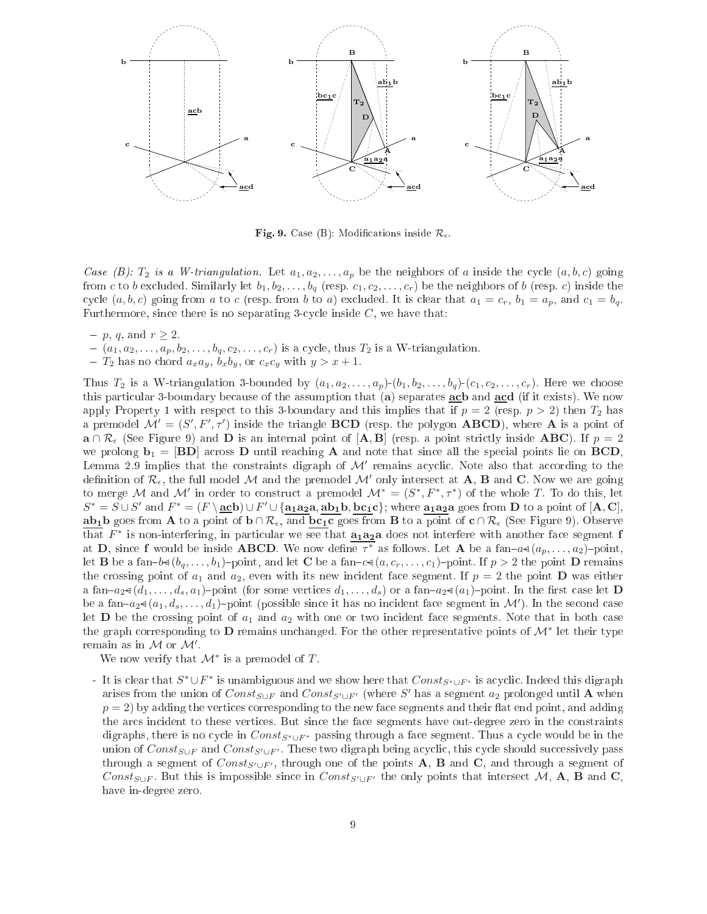**Fig. 9.** Case (B): Modifications inside $\mathcal{R}_\epsilon$.

*Case (B): $T_2$ is a W-triangulation.* Let $a_1, a_2, \ldots, a_p$ be the neighbors of $a$ inside the cycle $(a, b, c)$ going from $c$ to $b$ excluded. Similarly let $b_1, b_2, \ldots, b_q$ (resp. $c_1, c_2, \ldots, c_r$) be the neighbors of $b$ (resp. $c$) inside the cycle $(a, b, c)$ going from $a$ to $c$ (resp. from $b$ to $a$) excluded. It is clear that $a_1 = c_r$, $b_1 = a_p$, and $c_1 = b_q$. Furthermore, since there is no separating 3-cycle inside $C$, we have that:

- $p$, $q$, and $r \geq 2$.
- $(a_1, a_2, \ldots, a_p, b_2, \ldots, b_q, c_2, \ldots, c_r)$ is a cycle, thus $T_2$ is a W-triangulation.
- $T_2$ has no chord $a_x a_y$, $b_x b_y$, or $c_x c_y$ with $y > x + 1$.

Thus $T_2$ is a W-triangulation 3-bounded by $(a_1, a_2, \ldots, a_p)$-$(b_1, b_2, \ldots, b_q)$-$(c_1, c_2, \ldots, c_r)$. Here we choose this particular 3-boundary because of the assumption that ($\mathbf{a}$) separates $\underline{\mathbf{acb}}$ and $\underline{\mathbf{acd}}$ (if it exists). We now apply Property 1 with respect to this 3-boundary and this implies that if $p = 2$ (resp. $p > 2$) then $T_2$ has a premodel $\mathcal{M}' = (S', F', \tau')$ inside the triangle $\mathbf{BCD}$ (resp. the polygon $\mathbf{ABCD}$), where $\mathbf{A}$ is a point of $\mathbf{a} \cap \mathcal{R}_\epsilon$ (See Figure 9) and $\mathbf{D}$ is an internal point of $[\mathbf{A}, \mathbf{B}]$ (resp. a point strictly inside $\mathbf{ABC}$). If $p = 2$ we prolong $\mathbf{b_1} = [\mathbf{BD}]$ across $\mathbf{D}$ until reaching $\mathbf{A}$ and note that since all the special points lie on $\mathbf{BCD}$, Lemma 2.9 implies that the constraints digraph of $\mathcal{M}'$ remains acyclic. Note also that according to the definition of $\mathcal{R}_\epsilon$, the full model $\mathcal{M}$ and the premodel $\mathcal{M}'$ only intersect at $\mathbf{A}$, $\mathbf{B}$ and $\mathbf{C}$. Now we are going to merge $\mathcal{M}$ and $\mathcal{M}'$ in order to construct a premodel $\mathcal{M}^* = (S^*, F^*, \tau^*)$ of the whole $T$. To do this, let $S^* = S \cup S'$ and $F^* = (F \setminus \underline{\mathbf{acb}}) \cup F' \cup \{\underline{\mathbf{a_1 a_2 a}}, \underline{\mathbf{ab_1 b}}, \underline{\mathbf{bc_1 c}}\}$; where $\underline{\mathbf{a_1 a_2 a}}$ goes from $\mathbf{D}$ to a point of $[\mathbf{A}, \mathbf{C}]$, $\underline{\mathbf{ab_1 b}}$ goes from $\mathbf{A}$ to a point of $\mathbf{b} \cap \mathcal{R}_\epsilon$, and $\underline{\mathbf{bc_1 c}}$ goes from $\mathbf{B}$ to a point of $\mathbf{c} \cap \mathcal{R}_\epsilon$ (See Figure 9). Observe that $F^*$ is non-interfering, in particular we see that $\underline{\mathbf{a_1 a_2 a}}$ does not interfere with another face segment $\mathbf{f}$ at $\mathbf{D}$, since $\mathbf{f}$ would be inside $\mathbf{ABCD}$. We now define $\tau^*$ as follows. Let $\mathbf{A}$ be a fan–$a \triangleleft (a_p, \ldots, a_2)$–point, let $\mathbf{B}$ be a fan–$b \triangleleft (b_q, \ldots, b_1)$–point, and let $\mathbf{C}$ be a fan–$c \triangleleft (a, c_r, \ldots, c_1)$–point. If $p > 2$ the point $\mathbf{D}$ remains the crossing point of $a_1$ and $a_2$, even with its new incident face segment. If $p = 2$ the point $\mathbf{D}$ was either a fan–$a_2 \triangleleft (d_1, \ldots, d_s, a_1)$–point (for some vertices $d_1, \ldots, d_s$) or a fan–$a_2 \triangleleft (a_1)$–point. In the first case let $\mathbf{D}$ be a fan–$a_2 \triangleleft (a_1, d_s, \ldots, d_1)$–point (possible since it has no incident face segment in $\mathcal{M}'$). In the second case let $\mathbf{D}$ be the crossing point of $a_1$ and $a_2$ with one or two incident face segments. Note that in both case the graph corresponding to $\mathbf{D}$ remains unchanged. For the other representative points of $\mathcal{M}^*$ let their type remain as in $\mathcal{M}$ or $\mathcal{M}'$.

We now verify that $\mathcal{M}^*$ is a premodel of $T$.

- It is clear that $S^* \cup F^*$ is unambiguous and we show here that $Const_{S^* \cup F^*}$ is acyclic. Indeed this digraph arises from the union of $Const_{S \cup F}$ and $Const_{S' \cup F'}$ (where $S'$ has a segment $a_2$ prolonged until $\mathbf{A}$ when $p = 2$) by adding the vertices corresponding to the new face segments and their flat end point, and adding the arcs incident to these vertices. But since the face segments have out-degree zero in the constraints digraphs, there is no cycle in $Const_{S^* \cup F^*}$ passing through a face segment. Thus a cycle would be in the union of $Const_{S \cup F}$ and $Const_{S' \cup F'}$. These two digraph being acyclic, this cycle should successively pass through a segment of $Const_{S' \cup F'}$, through one of the points $\mathbf{A}$, $\mathbf{B}$ and $\mathbf{C}$, and through a segment of $Const_{S \cup F}$. But this is impossible since in $Const_{S' \cup F'}$ the only points that intersect $\mathcal{M}$, $\mathbf{A}$, $\mathbf{B}$ and $\mathbf{C}$, have in-degree zero.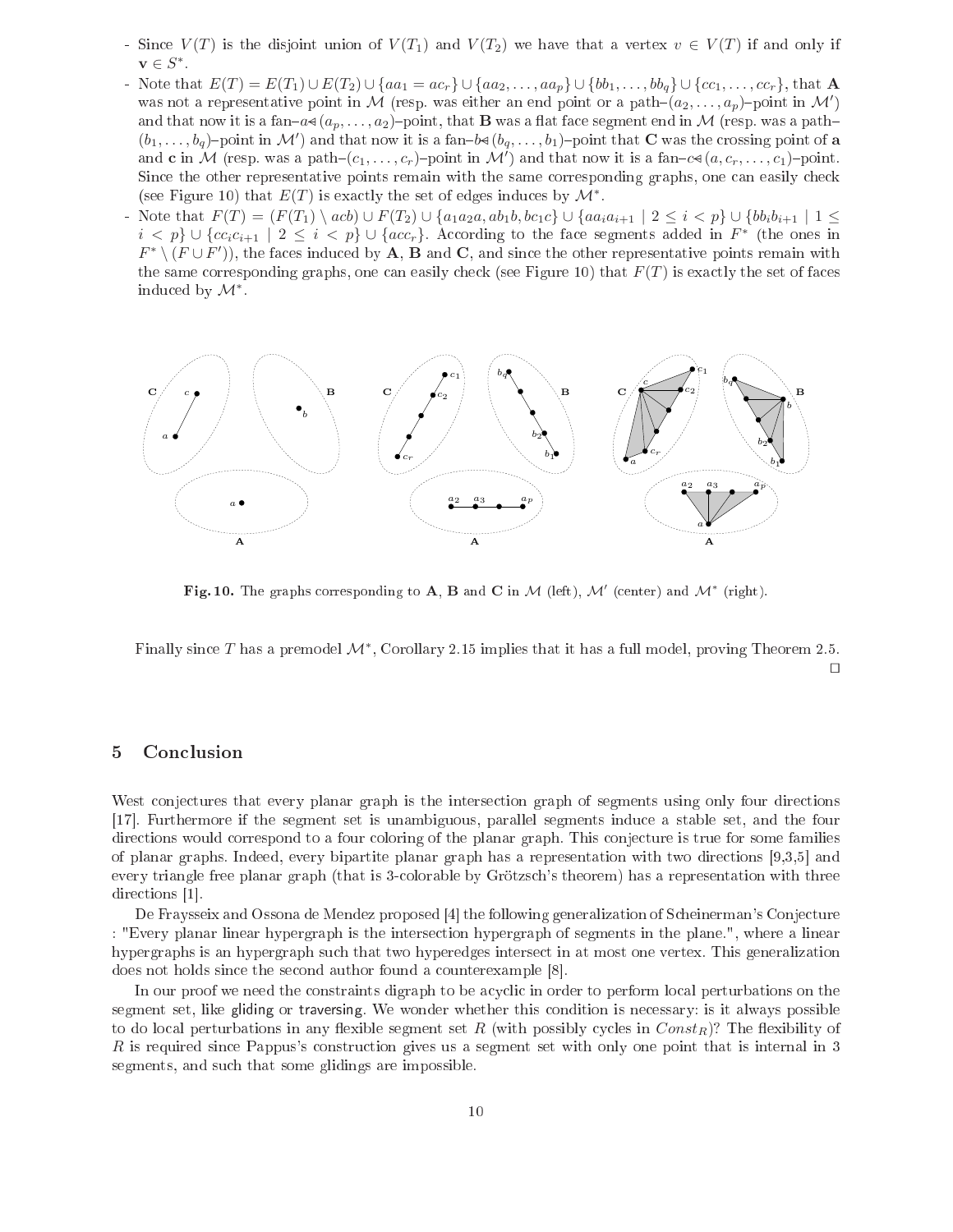- Since $V(T)$ is the disjoint union of $V(T_1)$ and $V(T_2)$ we have that a vertex $v \in V(T)$ if and only if $\mathbf{v} \in S^*$.
- Note that $E(T) = E(T_1) \cup E(T_2) \cup \{aa_1 = ac_r\} \cup \{aa_2, \ldots, aa_p\} \cup \{bb_1, \ldots, bb_q\} \cup \{cc_1, \ldots, cc_r\}$, that $\mathbf{A}$ was not a representative point in $\mathcal{M}$ (resp. was either an end point or a path–$(a_2, \ldots, a_p)$–point in $\mathcal{M}'$) and that now it is a fan–$a \triangleleft (a_p, \ldots, a_2)$–point, that $\mathbf{B}$ was a flat face segment end in $\mathcal{M}$ (resp. was a path–$(b_1, \ldots, b_q)$–point in $\mathcal{M}'$) and that now it is a fan–$b \triangleleft (b_q, \ldots, b_1)$–point that $\mathbf{C}$ was the crossing point of $\mathbf{a}$ and $\mathbf{c}$ in $\mathcal{M}$ (resp. was a path–$(c_1, \ldots, c_r)$–point in $\mathcal{M}'$) and that now it is a fan–$c \triangleleft (a, c_r, \ldots, c_1)$–point. Since the other representative points remain with the same corresponding graphs, one can easily check (see Figure 10) that $E(T)$ is exactly the set of edges induces by $\mathcal{M}^*$.
- Note that $F(T) = (F(T_1) \setminus acb) \cup F(T_2) \cup \{a_1a_2a, ab_1b, bc_1c\} \cup \{aa_ia_{i+1} \mid 2 \leq i < p\} \cup \{bb_ib_{i+1} \mid 1 \leq i < p\} \cup \{cc_ic_{i+1} \mid 2 \leq i < p\} \cup \{acc_r\}$. According to the face segments added in $F^*$ (the ones in $F^* \setminus (F \cup F')$), the faces induced by $\mathbf{A}$, $\mathbf{B}$ and $\mathbf{C}$, and since the other representative points remain with the same corresponding graphs, one can easily check (see Figure 10) that $F(T)$ is exactly the set of faces induced by $\mathcal{M}^*$.

**Fig. 10.** The graphs corresponding to $\mathbf{A}$, $\mathbf{B}$ and $\mathbf{C}$ in $\mathcal{M}$ (left), $\mathcal{M}'$ (center) and $\mathcal{M}^*$ (right).

Finally since $T$ has a premodel $\mathcal{M}^*$, Corollary 2.15 implies that it has a full model, proving Theorem 2.5. □

## 5 Conclusion

West conjectures that every planar graph is the intersection graph of segments using only four directions [17]. Furthermore if the segment set is unambiguous, parallel segments induce a stable set, and the four directions would correspond to a four coloring of the planar graph. This conjecture is true for some families of planar graphs. Indeed, every bipartite planar graph has a representation with two directions [9,3,5] and every triangle free planar graph (that is 3-colorable by Grötzsch's theorem) has a representation with three directions [1].

De Fraysseix and Ossona de Mendez proposed [4] the following generalization of Scheinerman's Conjecture : "Every planar linear hypergraph is the intersection hypergraph of segments in the plane.", where a linear hypergraphs is an hypergraph such that two hyperedges intersect in at most one vertex. This generalization does not holds since the second author found a counterexample [8].

In our proof we need the constraints digraph to be acyclic in order to perform local perturbations on the segment set, like gliding or traversing. We wonder whether this condition is necessary: is it always possible to do local perturbations in any flexible segment set $R$ (with possibly cycles in $Const_R$)? The flexibility of $R$ is required since Pappus's construction gives us a segment set with only one point that is internal in 3 segments, and such that some glidings are impossible.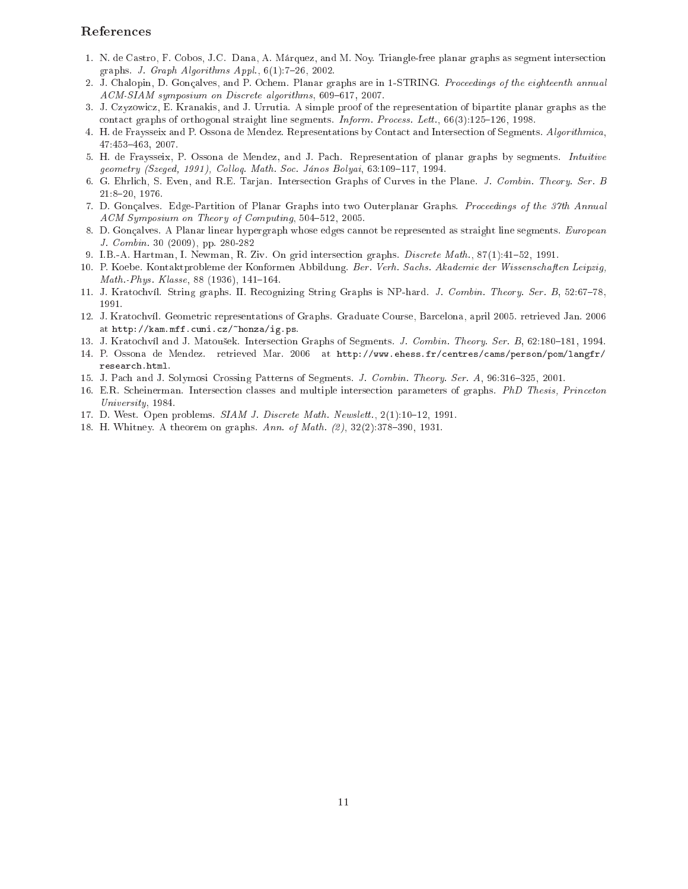## References

1. N. de Castro, F. Cobos, J.C. Dana, A. Márquez, and M. Noy. Triangle-free planar graphs as segment intersection graphs. *J. Graph Algorithms Appl.*, 6(1):7–26, 2002.
2. J. Chalopin, D. Gonçalves, and P. Ochem. Planar graphs are in 1-STRING. *Proceedings of the eighteenth annual ACM-SIAM symposium on Discrete algorithms*, 609–617, 2007.
3. J. Czyzowicz, E. Kranakis, and J. Urrutia. A simple proof of the representation of bipartite planar graphs as the contact graphs of orthogonal straight line segments. *Inform. Process. Lett.*, 66(3):125–126, 1998.
4. H. de Fraysseix and P. Ossona de Mendez. Representations by Contact and Intersection of Segments. *Algorithmica*, 47:453–463, 2007.
5. H. de Fraysseix, P. Ossona de Mendez, and J. Pach. Representation of planar graphs by segments. *Intuitive geometry (Szeged, 1991), Colloq. Math. Soc. János Bolyai*, 63:109–117, 1994.
6. G. Ehrlich, S. Even, and R.E. Tarjan. Intersection Graphs of Curves in the Plane. *J. Combin. Theory. Ser. B* 21:8–20, 1976.
7. D. Gonçalves. Edge-Partition of Planar Graphs into two Outerplanar Graphs. *Proceedings of the 37th Annual ACM Symposium on Theory of Computing*, 504–512, 2005.
8. D. Gonçalves. A Planar linear hypergraph whose edges cannot be represented as straight line segments. *European J. Combin.* 30 (2009), pp. 280-282
9. I.B.-A. Hartman, I. Newman, R. Ziv. On grid intersection graphs. *Discrete Math.*, 87(1):41–52, 1991.
10. P. Koebe. Kontaktprobleme der Konformen Abbildung. *Ber. Verh. Sachs. Akademie der Wissenschaften Leipzig, Math.-Phys. Klasse*, 88 (1936), 141–164.
11. J. Kratochvíl. String graphs. II. Recognizing String Graphs is NP-hard. *J. Combin. Theory. Ser. B*, 52:67–78, 1991.
12. J. Kratochvíl. Geometric representations of Graphs. Graduate Course, Barcelona, april 2005. retrieved Jan. 2006 at `http://kam.mff.cuni.cz/~honza/ig.ps`.
13. J. Kratochvíl and J. Matoušek. Intersection Graphs of Segments. *J. Combin. Theory. Ser. B*, 62:180–181, 1994.
14. P. Ossona de Mendez. retrieved Mar. 2006 at `http://www.ehess.fr/centres/cams/person/pom/langfr/research.html`.
15. J. Pach and J. Solymosi Crossing Patterns of Segments. *J. Combin. Theory. Ser. A*, 96:316–325, 2001.
16. E.R. Scheinerman. Intersection classes and multiple intersection parameters of graphs. *PhD Thesis, Princeton University*, 1984.
17. D. West. Open problems. *SIAM J. Discrete Math. Newslett.*, 2(1):10–12, 1991.
18. H. Whitney. A theorem on graphs. *Ann. of Math. (2)*, 32(2):378–390, 1931.